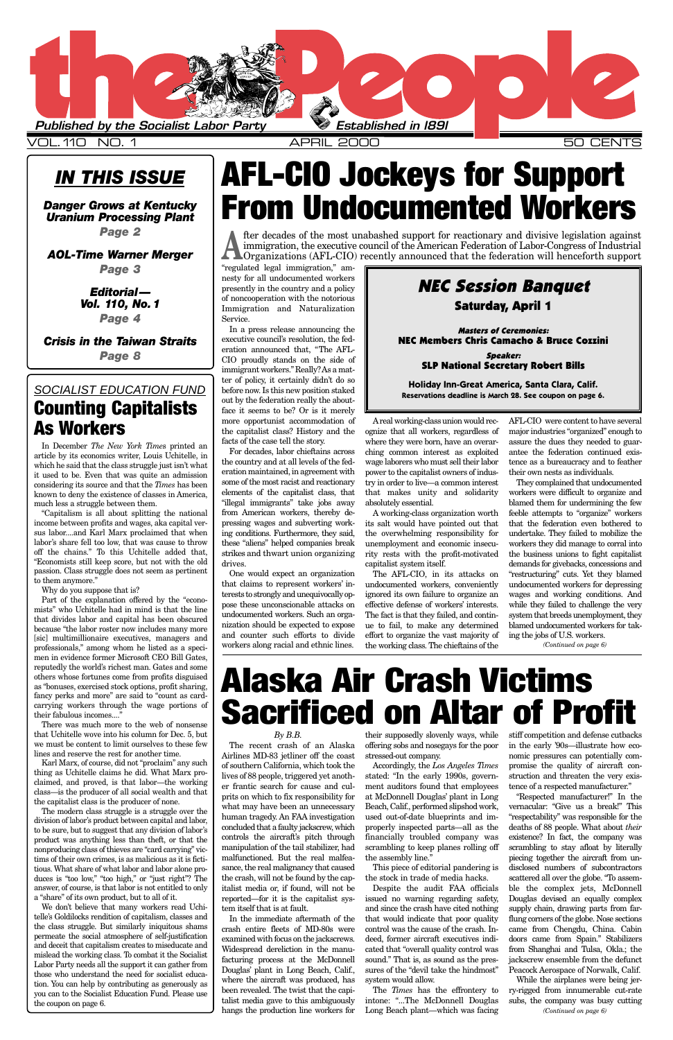# the People

*Published by the Socialist Labor Party* — *Established in 1891*

VOL. 110 NO. 1 — APRIL 2000 — 50 CENTS

## IN THIS ISSUE

***Danger Grows at Kentucky Uranium Processing Plant***
**Page 2**

***AOL-Time Warner Merger***
**Page 3**

***Editorial— Vol. 110, No. 1***
**Page 4**

***Crisis in the Taiwan Straits***
**Page 8**

# AFL-CIO Jockeys for Support From Undocumented Workers

After decades of the most unabashed support for reactionary and divisive legislation against immigration, the executive council of the American Federation of Labor-Congress of Industrial Organizations (AFL-CIO) recently announced that the federation will henceforth support "regulated legal immigration," amnesty for all undocumented workers presently in the country and a policy of noncooperation with the notorious Immigration and Naturalization Service.

In a press release announcing the executive council's resolution, the federation announced that, "The AFL-CIO proudly stands on the side of immigrant workers." Really? As a matter of policy, it certainly didn't do so before now. Is this new position staked out by the federation really the about-face it seems to be? Or is it merely more opportunist accommodation of the capitalist class? History and the facts of the case tell the story.

For decades, labor chieftains across the country and at all levels of the federation maintained, in agreement with some of the most racist and reactionary elements of the capitalist class, that "illegal immigrants" take jobs away from American workers, thereby depressing wages and subverting working conditions. Furthermore, they said, these "aliens" helped companies break strikes and thwart union organizing drives.

One would expect an organization that claims to represent workers' interests to strongly and unequivocally oppose these unconscionable attacks on undocumented workers. Such an organization should be expected to expose and counter such efforts to divide workers along racial and ethnic lines.

A real working-class union would recognize that all workers, regardless of where they were born, have an overarching common interest as exploited wage laborers who must sell their labor power to the capitalist owners of industry in order to live—a common interest that makes unity and solidarity absolutely essential.

A working-class organization worth its salt would have pointed out that the overwhelming responsibility for unemployment and economic insecurity rests with the profit-motivated capitalist system itself.

The AFL-CIO, in its attacks on undocumented workers, conveniently ignored its own failure to organize an effective defense of workers' interests. The fact is that they failed, and continue to fail, to make any determined effort to organize the vast majority of the working class. The chieftains of the AFL-CIO were content to have several major industries "organized" enough to assure the dues they needed to guarantee the federation continued existence as a bureaucracy and to feather their own nests as individuals.

They complained that undocumented workers were difficult to organize and blamed them for undermining the few feeble attempts to "organize" workers that the federation even bothered to undertake. They failed to mobilize the workers they did manage to corral into the business unions to fight capitalist demands for givebacks, concessions and "restructuring" cuts. Yet they blamed undocumented workers for depressing wages and working conditions. And while they failed to challenge the very system that breeds unemployment, they blamed undocumented workers for taking the jobs of U.S. workers.

*(Continued on page 6)*

---

## NEC Session Banquet

**Saturday, April 1**

***Masters of Ceremonies:***
**NEC Members Chris Camacho & Bruce Cozzini**

***Speaker:***
**SLP National Secretary Robert Bills**

**Holiday Inn-Great America, Santa Clara, Calif.**
**Reservations deadline is March 28. See coupon on page 6.**

---

*SOCIALIST EDUCATION FUND*

# Counting Capitalists As Workers

In December *The New York Times* printed an article by its economics writer, Louis Uchitelle, in which he said that the class struggle just isn't what it used to be. Even that was quite an admission considering its source and that the *Times* has been known to deny the existence of classes in America, much less a struggle between them.

"Capitalism is all about splitting the national income between profits and wages, aka capital versus labor....and Karl Marx proclaimed that when labor's share fell too low, that was cause to throw off the chains." To this Uchitelle added that, "Economists still keep score, but not with the old passion. Class struggle does not seem as pertinent to them anymore."

Why do you suppose that is?

Part of the explanation offered by the "economists" who Uchitelle had in mind is that the line that divides labor and capital has been obscured because "the labor roster now includes many more [sic] multimillionaire executives, managers and professionals," among whom he listed as a specimen in evidence former Microsoft CEO Bill Gates, reputedly the world's richest man. Gates and some others whose fortunes come from profits disguised as "bonuses, exercised stock options, profit sharing, fancy perks and more" are said to "count as card-carrying workers through the wage portions of their fabulous incomes...."

There was much more to the web of nonsense that Uchitelle wove into his column for Dec. 5, but we must be content to limit ourselves to these few lines and reserve the rest for another time.

Karl Marx, of course, did not "proclaim" any such thing as Uchitelle claims he did. What Marx proclaimed, and proved, is that labor—the working class—is the producer of all social wealth and that the capitalist class is the producer of none.

The modern class struggle is a struggle over the division of labor's product between capital and labor, to be sure, but to suggest that any division of labor's product was anything less than theft, or that the nonproducing class of thieves are "card carrying" victims of their own crimes, is as malicious as it is fictitious. What share of what labor and labor alone produces is "too low," "too high," or "just right"? The answer, of course, is that labor is not entitled to only a "share" of its own product, but to all of it.

We don't believe that many workers read Uchitelle's Goldilocks rendition of capitalism, classes and the class struggle. But similarly iniquitous shams permeate the social atmosphere of self-justification and deceit that capitalism creates to miseducate and mislead the working class. To combat it the Socialist Labor Party needs all the support it can gather from those who understand the need for socialist education. You can help by contributing as generously as you can to the Socialist Education Fund. Please use the coupon on page 6.

---

# Alaska Air Crash Victims Sacrificed on Altar of Profit

*By B.B.*

The recent crash of an Alaska Airlines MD-83 jetliner off the coast of southern California, which took the lives of 88 people, triggered yet another frantic search for cause and culprits on which to fix responsibility for what may have been an unnecessary human tragedy. An FAA investigation concluded that a faulty jackscrew, which controls the aircraft's pitch through manipulation of the tail stabilizer, had malfunctioned. But the real malfeasance, the real malignancy that caused the crash, will not be found by the capitalist media or, if found, will not be reported—for it is the capitalist system itself that is at fault.

In the immediate aftermath of the crash entire fleets of MD-80s were examined with focus on the jackscrews. Widespread dereliction in the manufacturing process at the McDonnell Douglas' plant in Long Beach, Calif., where the aircraft was produced, has been revealed. The twist that the capitalist media gave to this ambiguously hangs the production line workers for their supposedly slovenly ways, while offering sobs and nosegays for the poor stressed-out company.

Accordingly, the *Los Angeles Times* stated: "In the early 1990s, government auditors found that employees at McDonnell Douglas' plant in Long Beach, Calif., performed slipshod work, used out-of-date blueprints and improperly inspected parts—all as the financially troubled company was scrambling to keep planes rolling off the assembly line."

This piece of editorial pandering is the stock in trade of media hacks.

Despite the audit FAA officials issued no warning regarding safety, and since the crash have cited nothing that would indicate that poor quality control was the cause of the crash. Indeed, former aircraft executives indicated that "overall quality control was sound." That is, as sound as the pressures of the "devil take the hindmost" system would allow.

The *Times* has the effrontery to intone: "...The McDonnell Douglas Long Beach plant—which was facing stiff competition and defense cutbacks in the early '90s—illustrate how economic pressures can potentially compromise the quality of aircraft construction and threaten the very existence of a respected manufacturer."

"Respected manufacturer!" In the vernacular: "Give us a break!" This "respectability" was responsible for the deaths of 88 people. What about *their* existence? In fact, the company was scrambling to stay afloat by literally piecing together the aircraft from undisclosed numbers of subcontractors scattered all over the globe. "To assemble the complex jets, McDonnell Douglas devised an equally complex supply chain, drawing parts from far-flung corners of the globe. Nose sections came from Chengdu, China. Cabin doors came from Spain." Stabilizers from Shanghai and Tulsa, Okla.; the jackscrew ensemble from the defunct Peacock Aerospace of Norwalk, Calif.

While the airplanes were being jerry-rigged from innumerable cut-rate subs, the company was busy cutting

*(Continued on page 6)*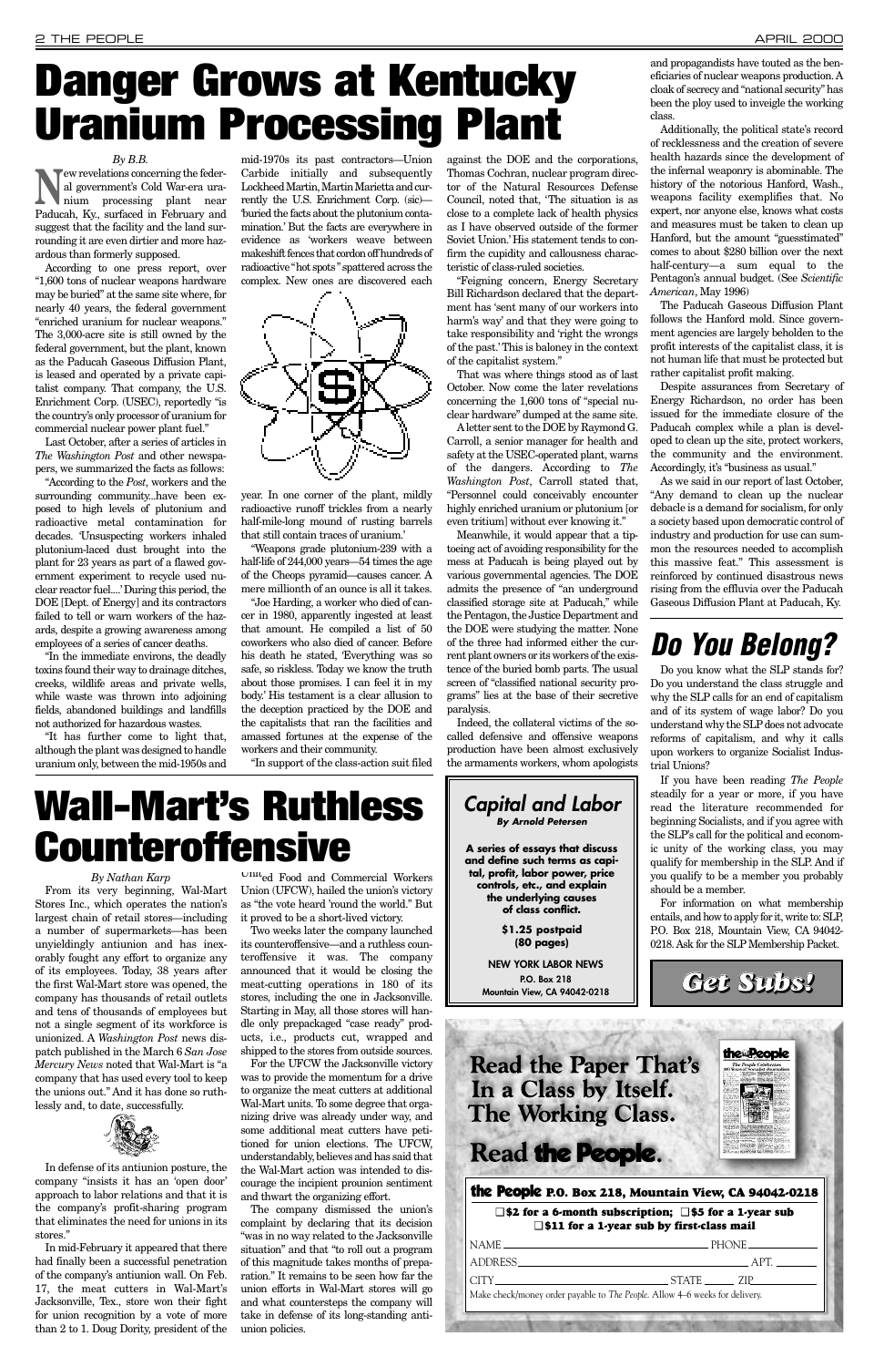# Danger Grows at Kentucky Uranium Processing Plant

*By B.B.*

New revelations concerning the federal government's Cold War-era uranium processing plant near Paducah, Ky., surfaced in February and suggest that the facility and the land surrounding it are even dirtier and more hazardous than formerly supposed.

According to one press report, over "1,600 tons of nuclear weapons hardware may be buried" at the same site where, for nearly 40 years, the federal government "enriched uranium for nuclear weapons." The 3,000-acre site is still owned by the federal government, but the plant, known as the Paducah Gaseous Diffusion Plant, is leased and operated by a private capitalist company. That company, the U.S. Enrichment Corp. (USEC), reportedly "is the country's only processor of uranium for commercial nuclear power plant fuel."

Last October, after a series of articles in *The Washington Post* and other newspapers, we summarized the facts as follows:

"According to the *Post*, workers and the surrounding community...have been exposed to high levels of plutonium and radioactive metal contamination for decades. 'Unsuspecting workers inhaled plutonium-laced dust brought into the plant for 23 years as part of a flawed government experiment to recycle used nuclear reactor fuel....' During this period, the DOE [Dept. of Energy] and its contractors failed to tell or warn workers of the hazards, despite a growing awareness among employees of a series of cancer deaths.

"In the immediate environs, the deadly toxins found their way to drainage ditches, creeks, wildlife areas and private wells, while waste was thrown into adjoining fields, abandoned buildings and landfills not authorized for hazardous wastes.

"It has further come to light that, although the plant was designed to handle uranium only, between the mid-1950s and mid-1970s its past contractors—Union Carbide initially and subsequently Lockheed Martin, Martin Marietta and currently the U.S. Enrichment Corp. (sic)—'buried the facts about the plutonium contamination.' But the facts are everywhere in evidence as 'workers weave between makeshift fences that cordon off hundreds of radioactive "hot spots" spattered across the complex. New ones are discovered each year. In one corner of the plant, mildly radioactive runoff trickles from a nearly half-mile-long mound of rusting barrels that still contain traces of uranium.'

"Weapons grade plutonium-239 with a half-life of 244,000 years—54 times the age of the Cheops pyramid—causes cancer. A mere millionth of an ounce is all it takes.

"Joe Harding, a worker who died of cancer in 1980, apparently ingested at least that amount. He compiled a list of 50 coworkers who also died of cancer. Before his death he stated, 'Everything was so safe, so riskless. Today we know the truth about those promises. I can feel it in my body.' His testament is a clear allusion to the deception practiced by the DOE and the capitalists that ran the facilities and amassed fortunes at the expense of the workers and their community.

"In support of the class-action suit filed against the DOE and the corporations, Thomas Cochran, nuclear program director of the Natural Resources Defense Council, noted that, 'The situation is as close to a complete lack of health physics as I have observed outside of the former Soviet Union.' His statement tends to confirm the cupidity and callousness characteristic of class-ruled societies.

"Feigning concern, Energy Secretary Bill Richardson declared that the department has 'sent many of our workers into harm's way' and that they were going to take responsibility and 'right the wrongs of the past.' This is baloney in the context of the capitalist system."

That was where things stood as of last October. Now come the later revelations concerning the 1,600 tons of "special nuclear hardware" dumped at the same site.

A letter sent to the DOE by Raymond G. Carroll, a senior manager for health and safety at the USEC-operated plant, warns of the dangers. According to *The Washington Post*, Carroll stated that, "Personnel could conceivably encounter highly enriched uranium or plutonium [or even tritium] without ever knowing it."

Meanwhile, it would appear that a tiptoeing act of avoiding responsibility for the mess at Paducah is being played out by various governmental agencies. The DOE admits the presence of "an underground classified storage site at Paducah," while the Pentagon, the Justice Department and the DOE were studying the matter. None of the three had informed either the current plant owners or its workers of the existence of the buried bomb parts. The usual screen of "classified national security programs" lies at the base of their secretive paralysis.

Indeed, the collateral victims of the so-called defensive and offensive weapons production have been almost exclusively the armaments workers, whom apologists and propagandists have touted as the beneficiaries of nuclear weapons production. A cloak of secrecy and "national security" has been the ploy used to inveigle the working class.

Additionally, the political state's record of recklessness and the creation of severe health hazards since the development of the infernal weaponry is abominable. The history of the notorious Hanford, Wash., weapons facility exemplifies that. No expert, nor anyone else, knows what costs and measures must be taken to clean up Hanford, but the amount "guesstimated" comes to about $280 billion over the next half-century—a sum equal to the Pentagon's annual budget. (See *Scientific American*, May 1996)

The Paducah Gaseous Diffusion Plant follows the Hanford mold. Since government agencies are largely beholden to the profit interests of the capitalist class, it is not human life that must be protected but rather capitalist profit making.

Despite assurances from Secretary of Energy Richardson, no order has been issued for the immediate closure of the Paducah complex while a plan is developed to clean up the site, protect workers, the community and the environment. Accordingly, it's "business as usual."

As we said in our report of last October, "Any demand to clean up the nuclear debacle is a demand for socialism, for only a society based upon democratic control of industry and production for use can summon the resources needed to accomplish this massive feat." This assessment is reinforced by continued disastrous news rising from the effluvia over the Paducah Gaseous Diffusion Plant at Paducah, Ky.

# Wall-Mart's Ruthless Counteroffensive

*By Nathan Karp*

From its very beginning, Wal-Mart Stores Inc., which operates the nation's largest chain of retail stores—including a number of supermarkets—has been unyieldingly antiunion and has inexorably fought any effort to organize any of its employees. Today, 38 years after the first Wal-Mart store was opened, the company has thousands of retail outlets and tens of thousands of employees but not a single segment of its workforce is unionized. A *Washington Post* news dispatch published in the March 6 *San Jose Mercury News* noted that Wal-Mart is "a company that has used every tool to keep the unions out." And it has done so ruthlessly and, to date, successfully.

In defense of its antiunion posture, the company "insists it has an 'open door' approach to labor relations and that it is the company's profit-sharing program that eliminates the need for unions in its stores."

In mid-February it appeared that there had finally been a successful penetration of the company's antiunion wall. On Feb. 17, the meat cutters in Wal-Mart's Jacksonville, Tex., store won their fight for union recognition by a vote of more than 2 to 1. Doug Dority, president of the United Food and Commercial Workers Union (UFCW), hailed the union's victory as "the vote heard 'round the world." But it proved to be a short-lived victory.

Two weeks later the company launched its counteroffensive—and a ruthless counteroffensive it was. The company announced that it would be closing the meat-cutting operations in 180 of its stores, including the one in Jacksonville. Starting in May, all those stores will handle only prepackaged "case ready" products, i.e., products cut, wrapped and shipped to the stores from outside sources.

For the UFCW the Jacksonville victory was to provide the momentum for a drive to organize the meat cutters at additional Wal-Mart units. To some degree that organizing drive was already under way, and some additional meat cutters have petitioned for union elections. The UFCW, understandably, believes and has said that the Wal-Mart action was intended to discourage the incipient prounion sentiment and thwart the organizing effort.

The company dismissed the union's complaint by declaring that its decision "was in no way related to the Jacksonville situation" and that "to roll out a program of this magnitude takes months of preparation." It remains to be seen how far the union efforts in Wal-Mart stores will go and what countersteps the company will take in defense of its long-standing antiunion policies.

## Capital and Labor

**By Arnold Petersen**

**A series of essays that discuss and define such terms as capital, profit, labor power, price controls, etc., and explain the underlying causes of class conflict.**

**$1.25 postpaid (80 pages)**

**NEW YORK LABOR NEWS**
**P.O. Box 218**
**Mountain View, CA 94042-0218**

# Do You Belong?

Do you know what the SLP stands for? Do you understand the class struggle and why the SLP calls for an end of capitalism and of its system of wage labor? Do you understand why the SLP does not advocate reforms of capitalism, and why it calls upon workers to organize Socialist Industrial Unions?

If you have been reading *The People* steadily for a year or more, if you have read the literature recommended for beginning Socialists, and if you agree with the SLP's call for the political and economic unity of the working class, you may qualify for membership in the SLP. And if you qualify to be a member you probably should be a member.

For information on what membership entails, and how to apply for it, write to: SLP, P.O. Box 218, Mountain View, CA 94042-0218. Ask for the SLP Membership Packet.

## Get Subs!

**Read the Paper That's In a Class by Itself. The Working Class.**

**Read the People.**

**the People P.O. Box 218, Mountain View, CA 94042-0218**

❑ $2 for a 6-month subscription; ❑ $5 for a 1-year sub
❑ $11 for a 1-year sub by first-class mail

NAME ______________________ PHONE __________

ADDRESS ______________________ APT. _______

CITY ______________________ STATE _____ ZIP _______

Make check/money order payable to *The People*. Allow 4–6 weeks for delivery.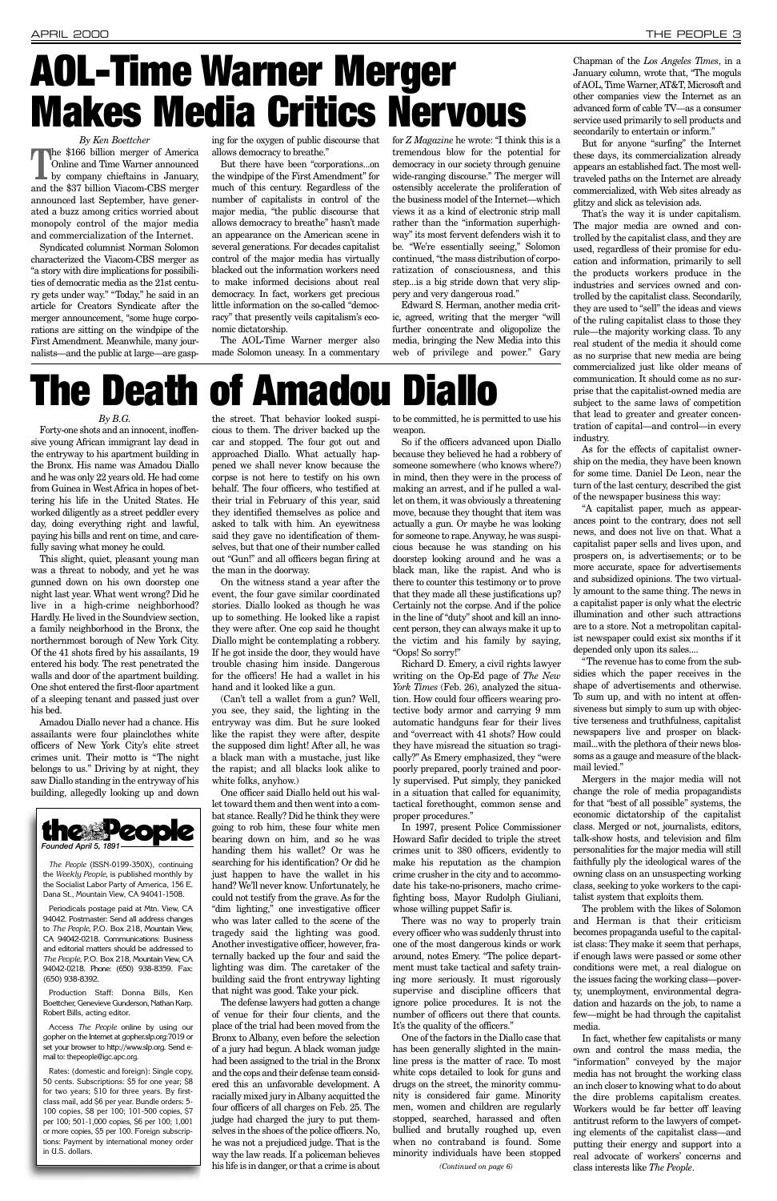# AOL-Time Warner Merger Makes Media Critics Nervous

*By Ken Boettcher*

The $166 billion merger of America Online and Time Warner announced by company chieftains in January, and the $37 billion Viacom-CBS merger announced last September, have generated a buzz among critics worried about monopoly control of the major media and commercialization of the Internet.

Syndicated columnist Norman Solomon characterized the Viacom-CBS merger as "a story with dire implications for possibilities of democratic media as the 21st century gets under way." "Today," he said in an article for Creators Syndicate after the merger announcement, "some huge corporations are sitting on the windpipe of the First Amendment. Meanwhile, many journalists—and the public at large—are gasping for the oxygen of public discourse that allows democracy to breathe."

But there have been "corporations...on the windpipe of the First Amendment" for much of this century. Regardless of the number of capitalists in control of the major media, "the public discourse that allows democracy to breathe" hasn't made an appearance on the American scene in several generations. For decades capitalist control of the major media has virtually blacked out the information workers need to make informed decisions about real democracy. In fact, workers get precious little information on the so-called "democracy" that presently veils capitalism's economic dictatorship.

The AOL-Time Warner merger also made Solomon uneasy. In a commentary for *Z Magazine* he wrote: "I think this is a tremendous blow for the potential for democracy in our society through genuine wide-ranging discourse." The merger will ostensibly accelerate the proliferation of the business model of the Internet—which views it as a kind of electronic strip mall rather than the "information superhighway" its most fervent defenders wish it to be. "We're essentially seeing," Solomon continued, "the mass distribution of corporatization of consciousness, and this step...is a big stride down that very slippery and very dangerous road."

Edward S. Herman, another media critic, agreed, writing that the merger "will further concentrate and oligopolize the media, bringing the New Media into this web of privilege and power." Gary Chapman of the *Los Angeles Times*, in a January column, wrote that, "The moguls of AOL, Time Warner, AT&T, Microsoft and other companies view the Internet as an advanced form of cable TV—as a consumer service used primarily to sell products and secondarily to entertain or inform."

But for anyone "surfing" the Internet these days, its commercialization already appears an established fact. The most well-traveled paths on the Internet are already commercialized, with Web sites already as glitzy and slick as television ads.

That's the way it is under capitalism. The major media are owned and controlled by the capitalist class, and they are used, regardless of their promise for education and information, primarily to sell the products workers produce in the industries and services owned and controlled by the capitalist class. Secondarily, they are used to "sell" the ideas and views of the ruling capitalist class to those they rule—the majority working class. To any real student of the media it should come as no surprise that new media are being commercialized just like older means of communication. It should come as no surprise that the capitalist-owned media are subject to the same laws of competition that lead to greater and greater concentration of capital—and control—in every industry.

As for the effects of capitalist ownership on the media, they have been known for some time. Daniel De Leon, near the turn of the last century, described the gist of the newspaper business this way:

"A capitalist paper, much as appearances point to the contrary, does not sell news, and does not live on that. What a capitalist paper sells and lives upon, and prospers on, is advertisements; or to be more accurate, space for advertisements and subsidized opinions. The two virtually amount to the same thing. The news in a capitalist paper is only what the electric illumination and other such attractions are to a store. Not a metropolitan capitalist newspaper could exist six months if it depended only upon its sales....

"The revenue has to come from the subsidies which the paper receives in the shape of advertisements and otherwise. To sum up, and with no intent at offensiveness but simply to sum up with objective terseness and truthfulness, capitalist newspapers live and prosper on blackmail...with the plethora of their news blossoms as a gauge and measure of the blackmail levied."

Mergers in the major media will not change the role of media propagandists for that "best of all possible" systems, the economic dictatorship of the capitalist class. Merged or not, journalists, editors, talk-show hosts, and television and film personalities for the major media will still faithfully ply the ideological wares of the owning class on an unsuspecting working class, seeking to yoke workers to the capitalist system that exploits them.

The problem with the likes of Solomon and Herman is that their criticism becomes propaganda useful to the capitalist class: They make it seem that perhaps, if enough laws were passed or some other conditions were met, a real dialogue on the issues facing the working class—poverty, unemployment, environmental degradation and hazards on the job, to name a few—might be had through the capitalist media.

In fact, whether few capitalists or many own and control the mass media, the "information" conveyed by the major media has not brought the working class an inch closer to knowing what to do about the dire problems capitalism creates. Workers would be far better off leaving antitrust reform to the lawyers of competing elements of the capitalist class—and putting their energy and support into a real advocate of workers' concerns and class interests like *The People*.

# The Death of Amadou Diallo

*By B.G.*

Forty-one shots and an innocent, inoffensive young African immigrant lay dead in the entryway to his apartment building in the Bronx. His name was Amadou Diallo and he was only 22 years old. He had come from Guinea in West Africa in hopes of bettering his life in the United States. He worked diligently as a street peddler every day, doing everything right and lawful, paying his bills and rent on time, and carefully saving what money he could.

This slight, quiet, pleasant young man was a threat to nobody, and yet he was gunned down on his own doorstep one night last year. What went wrong? Did he live in a high-crime neighborhood? Hardly. He lived in the Soundview section, a family neighborhood in the Bronx, the northernmost borough of New York City. Of the 41 shots fired by his assailants, 19 entered his body. The rest penetrated the walls and door of the apartment building. One shot entered the first-floor apartment of a sleeping tenant and passed just over his bed.

Amadou Diallo never had a chance. His assailants were four plainclothes white officers of New York City's elite street crimes unit. Their motto is "The night belongs to us." Driving by at night, they saw Diallo standing in the entryway of his building, allegedly looking up and down the street. That behavior looked suspicious to them. The driver backed up the car and stopped. The four got out and approached Diallo. What actually happened we shall never know because the corpse is not here to testify on his own behalf. The four officers, who testified at their trial in February of this year, said they identified themselves as police and asked to talk with him. An eyewitness said they gave no identification of themselves, but that one of their number called out "Gun!" and all officers began firing at the man in the doorway.

On the witness stand a year after the event, the four gave similar coordinated stories. Diallo looked as though he was up to something. He looked like a rapist they were after. One cop said he thought Diallo might be contemplating a robbery. If he got inside the door, they would have trouble chasing him inside. Dangerous for the officers! He had a wallet in his hand and it looked like a gun.

(Can't tell a wallet from a gun? Well, you see, they said, the lighting in the entryway was dim. But he sure looked like the rapist they were after, despite the supposed dim light! After all, he was a black man with a mustache, just like the rapist; and all blacks look alike to white folks, anyhow.)

One officer said Diallo held out his wallet toward them and then went into a combat stance. Really? Did he think they were going to rob him, these four white men bearing down on him, and so he was handing them his wallet? Or was he searching for his identification? Or did he just happen to have the wallet in his hand? We'll never know. Unfortunately, he could not testify from the grave. As for the "dim lighting," one investigative officer who was later called to the scene of the tragedy said the lighting was good. Another investigative officer, however, fraternally backed up the four and said the lighting was dim. The caretaker of the building said the front entryway lighting that night was good. Take your pick.

The defense lawyers had gotten a change of venue for their four clients, and the place of the trial had been moved from the Bronx to Albany, even before the selection of a jury had begun. A black woman judge had been assigned to the trial in the Bronx and the cops and their defense team considered this an unfavorable development. A racially mixed jury in Albany acquitted the four officers of all charges on Feb. 25. The judge had charged the jury to put themselves in the shoes of the police officers. No, he was not a prejudiced judge. That is the way the law reads. If a policeman believes his life is in danger, or that a crime is about to be committed, he is permitted to use his weapon.

So if the officers advanced upon Diallo because they believed he had a robbery of someone somewhere (who knows where?) in mind, then they were in the process of making an arrest, and if he pulled a wallet on them, it was obviously a threatening move, because they thought that item was actually a gun. Or maybe he was looking for someone to rape. Anyway, he was suspicious because he was standing on his doorstep looking around and he was a black man, like the rapist. And who is there to counter this testimony or to prove that they made all these justifications up? Certainly not the corpse. And if the police in the line of "duty" shoot and kill an innocent person, they can always make it up to the victim and his family by saying, "Oops! So sorry!"

Richard D. Emery, a civil rights lawyer writing on the Op-Ed page of *The New York Times* (Feb. 26), analyzed the situation. How could four officers wearing protective body armor and carrying 9 mm automatic handguns fear for their lives and "overreact with 41 shots? How could they have misread the situation so tragically?" As Emery emphasized, they "were poorly prepared, poorly trained and poorly supervised. Put simply, they panicked in a situation that called for equanimity, tactical forethought, common sense and proper procedures."

In 1997, present Police Commissioner Howard Safir decided to triple the street crimes unit to 380 officers, evidently to make his reputation as the champion crime crusher in the city and to accommodate his take-no-prisoners, macho crime-fighting boss, Mayor Rudolph Giuliani, whose willing puppet Safir is.

There was no way to properly train every officer who was suddenly thrust into one of the most dangerous kinds or work around, notes Emery. "The police department must take tactical and safety training more seriously. It must rigorously supervise and discipline officers that ignore police procedures. It is not the number of officers out there that counts. It's the quality of the officers."

One of the factors in the Diallo case that has been generally slighted in the mainline press is the matter of race. To most white cops detailed to look for guns and drugs on the street, the minority community is considered fair game. Minority men, women and children are regularly stopped, searched, harassed and often bullied and brutally roughed up, even when no contraband is found. Some minority individuals have been stopped

*(Continued on page 6)*

---

**the People**
*Founded April 5, 1891*

*The People* (ISSN-0199-350X), continuing the *Weekly People*, is published monthly by the Socialist Labor Party of America, 156 E. Dana St., Mountain View, CA 94041-1508.

Periodicals postage paid at Mtn. View, CA 94042. Postmaster: Send all address changes to *The People*, P.O. Box 218, Mountain View, CA 94042-0218. Communications: Business and editorial matters should be addressed to *The People*, P.O. Box 218, Mountain View, CA 94042-0218. Phone: (650) 938-8359. Fax: (650) 938-8392.

Production Staff: Donna Bills, Ken Boettcher, Genevieve Gunderson, Nathan Karp. Robert Bills, acting editor.

Access *The People* online by using our gopher on the Internet at gopher.slp.org:7019 or set your browser to http://www.slp.org. Send e-mail to: thepeople@igc.apc.org.

Rates: (domestic and foreign): Single copy, 50 cents. Subscriptions: $5 for one year; $8 for two years; $10 for three years. By first-class mail, add $6 per year. Bundle orders: 5-100 copies, $8 per 100; 101-500 copies, $7 per 100; 501-1,000 copies, $6 per 100; 1,001 or more copies, $5 per 100. Foreign subscriptions: Payment by international money order in U.S. dollars.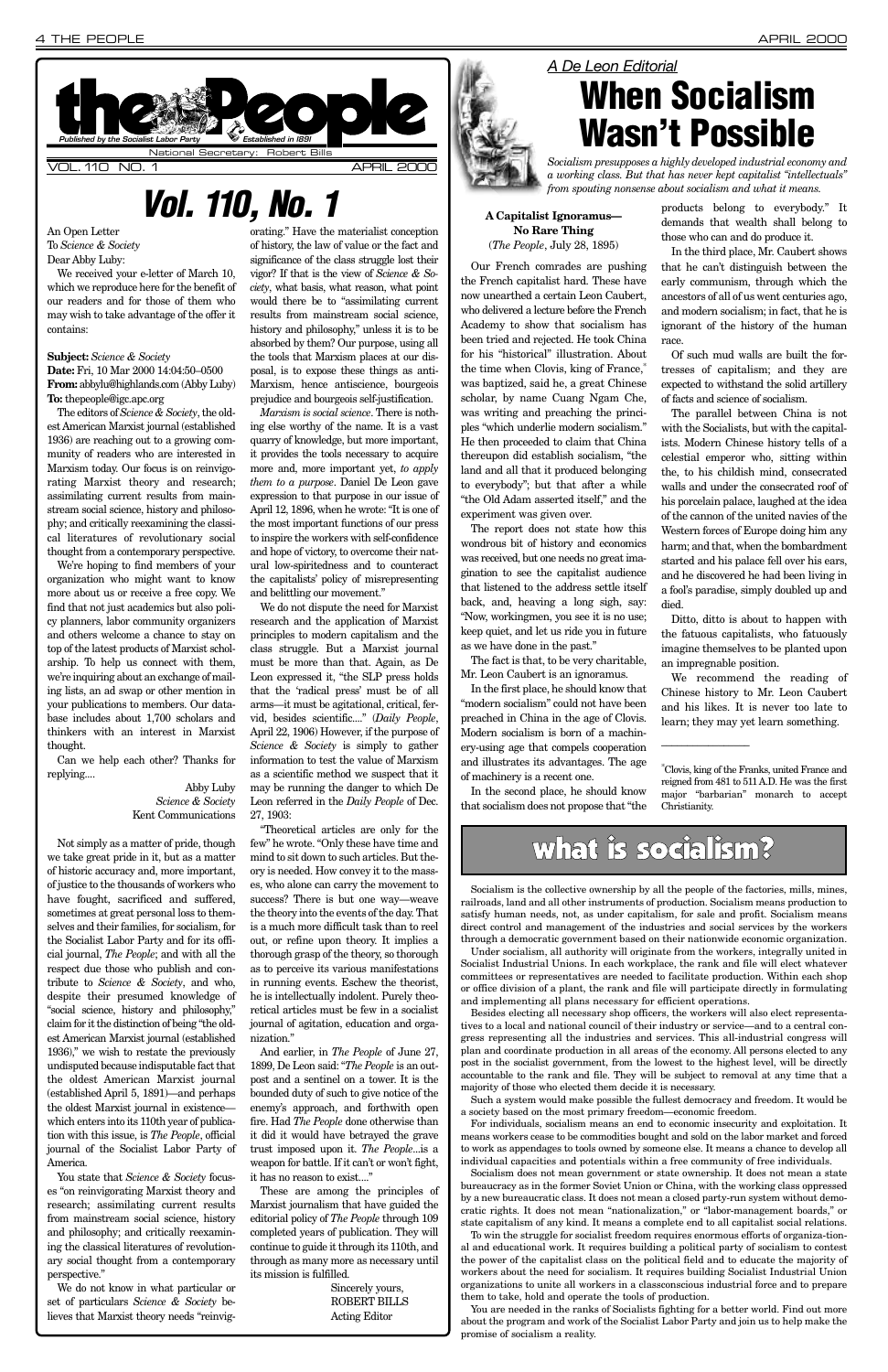# Vol. 110, No. 1

An Open Letter
To *Science & Society*
Dear Abby Luby:

We received your e-letter of March 10, which we reproduce here for the benefit of our readers and for those of them who may wish to take advantage of the offer it contains:

**Subject:** *Science & Society*
**Date:** Fri, 10 Mar 2000 14:04:50–0500
**From:** abbylu@highlands.com (Abby Luby)
**To:** thepeople@igc.apc.org

The editors of *Science & Society*, the oldest American Marxist journal (established 1936) are reaching out to a growing community of readers who are interested in Marxism today. Our focus is on reinvigorating Marxist theory and research; assimilating current results from mainstream social science, history and philosophy; and critically reexamining the classical literatures of revolutionary social thought from a contemporary perspective.

We're hoping to find members of your organization who might want to know more about us or receive a free copy. We find that not just academics but also policy planners, labor community organizers and others welcome a chance to stay on top of the latest products of Marxist scholarship. To help us connect with them, we're inquiring about an exchange of mailing lists, an ad swap or other mention in your publications to members. Our database includes about 1,700 scholars and thinkers with an interest in Marxist thought.

Can we help each other? Thanks for replying....

Abby Luby
*Science & Society*
Kent Communications

Not simply as a matter of pride, though we take great pride in it, but as a matter of historic accuracy and, more important, of justice to the thousands of workers who have fought, sacrificed and suffered, sometimes at great personal loss to themselves and their families, for socialism, for the Socialist Labor Party and for its official journal, *The People*; and with all the respect due those who publish and contribute to *Science & Society*, and who, despite their presumed knowledge of "social science, history and philosophy," claim for it the distinction of being "the oldest American Marxist journal (established 1936)," we wish to restate the previously undisputed because indisputable fact that the oldest American Marxist journal (established April 5, 1891)—and perhaps the oldest Marxist journal in existence—which enters into its 110th year of publication with this issue, is *The People*, official journal of the Socialist Labor Party of America.

You state that *Science & Society* focuses "on reinvigorating Marxist theory and research; assimilating current results from mainstream social science, history and philosophy; and critically reexamining the classical literatures of revolutionary social thought from a contemporary perspective."

We do not know in what particular or set of particulars *Science & Society* believes that Marxist theory needs "reinvigorating." Have the materialist conception of history, the law of value or the fact and significance of the class struggle lost their vigor? If that is the view of *Science & Society*, what basis, what reason, what point would there be to "assimilating current results from mainstream social science, history and philosophy," unless it is to be absorbed by them? Our purpose, using all the tools that Marxism places at our disposal, is to expose these things as anti-Marxism, hence antiscience, bourgeois prejudice and bourgeois self-justification.

*Marxism is social science*. There is nothing else worthy of the name. It is a vast quarry of knowledge, but more important, it provides the tools necessary to acquire more and, more important yet, *to apply them to a purpose*. Daniel De Leon gave expression to that purpose in our issue of April 12, 1896, when he wrote: "It is one of the most important functions of our press to inspire the workers with self-confidence and hope of victory, to overcome their natural low-spiritedness and to counteract the capitalists' policy of misrepresenting and belittling our movement."

We do not dispute the need for Marxist research and the application of Marxist principles to modern capitalism and the class struggle. But a Marxist journal must be more than that. Again, as De Leon expressed it, "the SLP press holds that the 'radical press' must be of all arms—it must be agitational, critical, fervid, besides scientific...." (*Daily People*, April 22, 1906) However, if the purpose of *Science & Society* is simply to gather information to test the value of Marxism as a scientific method we suspect that it may be running the danger to which De Leon referred in the *Daily People* of Dec. 27, 1903:

"Theoretical articles are only for the few" he wrote. "Only these have time and mind to sit down to such articles. But theory is needed. How convey it to the masses, who alone can carry the movement to success? There is but one way—weave the theory into the events of the day. That is a much more difficult task than to reel out, or refine upon theory. It implies a thorough grasp of the theory, so thorough as to perceive its various manifestations in running events. Eschew the theorist, he is intellectually indolent. Purely theoretical articles must be few in a socialist journal of agitation, education and organization."

And earlier, in *The People* of June 27, 1899, De Leon said: "*The People* is an outpost and a sentinel on a tower. It is the bounded duty of such to give notice of the enemy's approach, and forthwith open fire. Had *The People* done otherwise than it did it would have betrayed the grave trust imposed upon it. *The People*...is a weapon for battle. If it can't or won't fight, it has no reason to exist...."

These are among the principles of Marxist journalism that have guided the editorial policy of *The People* through 109 completed years of publication. They will continue to guide it through its 110th, and through as many more as necessary until its mission is fulfilled.

Sincerely yours,
ROBERT BILLS
Acting Editor

*A De Leon Editorial*

# When Socialism Wasn't Possible

*Socialism presupposes a highly developed industrial economy and a working class. But that has never kept capitalist "intellectuals" from spouting nonsense about socialism and what it means.*

**A Capitalist Ignoramus—No Rare Thing**
(*The People*, July 28, 1895)

Our French comrades are pushing the French capitalist hard. These have now unearthed a certain Leon Caubert, who delivered a lecture before the French Academy to show that socialism has been tried and rejected. He took China for his "historical" illustration. About the time when Clovis, king of France,[*] was baptized, said he, a great Chinese scholar, by name Cuang Ngam Che, was writing and preaching the principles "which underlie modern socialism." He then proceeded to claim that China thereupon did establish socialism, "the land and all that it produced belonging to everybody"; but that after a while "the Old Adam asserted itself," and the experiment was given over.

The report does not state how this wondrous bit of history and economics was received, but one needs no great imagination to see the capitalist audience that listened to the address settle itself back, and, heaving a long sigh, say: "Now, workingmen, you see it is no use; keep quiet, and let us ride you in future as we have done in the past."

The fact is that, to be very charitable, Mr. Leon Caubert is an ignoramus.

In the first place, he should know that "modern socialism" could not have been preached in China in the age of Clovis. Modern socialism is born of a machinery-using age that compels cooperation and illustrates its advantages. The age of machinery is a recent one.

In the second place, he should know that socialism does not propose that "the products belong to everybody." It demands that wealth shall belong to those who can and do produce it.

In the third place, Mr. Caubert shows that he can't distinguish between the early communism, through which the ancestors of all of us went centuries ago, and modern socialism; in fact, that he is ignorant of the history of the human race.

Of such mud walls are built the fortresses of capitalism; and they are expected to withstand the solid artillery of facts and science of socialism.

The parallel between China is not with the Socialists, but with the capitalists. Modern Chinese history tells of a celestial emperor who, sitting within the, to his childish mind, consecrated walls and under the consecrated roof of his porcelain palace, laughed at the idea of the cannon of the united navies of the Western forces of Europe doing him any harm; and that, when the bombardment started and his palace fell over his ears, and he discovered he had been living in a fool's paradise, simply doubled up and died.

Ditto, ditto is about to happen with the fatuous capitalists, who fatuously imagine themselves to be planted upon an impregnable position.

We recommend the reading of Chinese history to Mr. Leon Caubert and his likes. It is never too late to learn; they may yet learn something.

---

[*] Clovis, king of the Franks, united France and reigned from 481 to 511 A.D. He was the first major "barbarian" monarch to accept Christianity.

# what is socialism?

Socialism is the collective ownership by all the people of the factories, mills, mines, railroads, land and all other instruments of production. Socialism means production to satisfy human needs, not, as under capitalism, for sale and profit. Socialism means direct control and management of the industries and social services by the workers through a democratic government based on their nationwide economic organization.

Under socialism, all authority will originate from the workers, integrally united in Socialist Industrial Unions. In each workplace, the rank and file will elect whatever committees or representatives are needed to facilitate production. Within each shop or office division of a plant, the rank and file will participate directly in formulating and implementing all plans necessary for efficient operations.

Besides electing all necessary shop officers, the workers will also elect representatives to a local and national council of their industry or service—and to a central congress representing all the industries and services. This all-industrial congress will plan and coordinate production in all areas of the economy. All persons elected to any post in the socialist government, from the lowest to the highest level, will be directly accountable to the rank and file. They will be subject to removal at any time that a majority of those who elected them decide it is necessary.

Such a system would make possible the fullest democracy and freedom. It would be a society based on the most primary freedom—economic freedom.

For individuals, socialism means an end to economic insecurity and exploitation. It means workers cease to be commodities bought and sold on the labor market and forced to work as appendages to tools owned by someone else. It means a chance to develop all individual capacities and potentials within a free community of free individuals.

Socialism does not mean government or state ownership. It does not mean a state bureaucracy as in the former Soviet Union or China, with the working class oppressed by a new bureaucratic class. It does not mean a closed party-run system without democratic rights. It does not mean "nationalization," or "labor-management boards," or state capitalism of any kind. It means a complete end to all capitalist social relations.

To win the struggle for socialist freedom requires enormous efforts of organizational and educational work. It requires building a political party of socialism to contest the power of the capitalist class on the political field and to educate the majority of workers about the need for socialism. It requires building Socialist Industrial Union organizations to unite all workers in a classconscious industrial force and to prepare them to take, hold and operate the tools of production.

You are needed in the ranks of Socialists fighting for a better world. Find out more about the program and work of the Socialist Labor Party and join us to help make the promise of socialism a reality.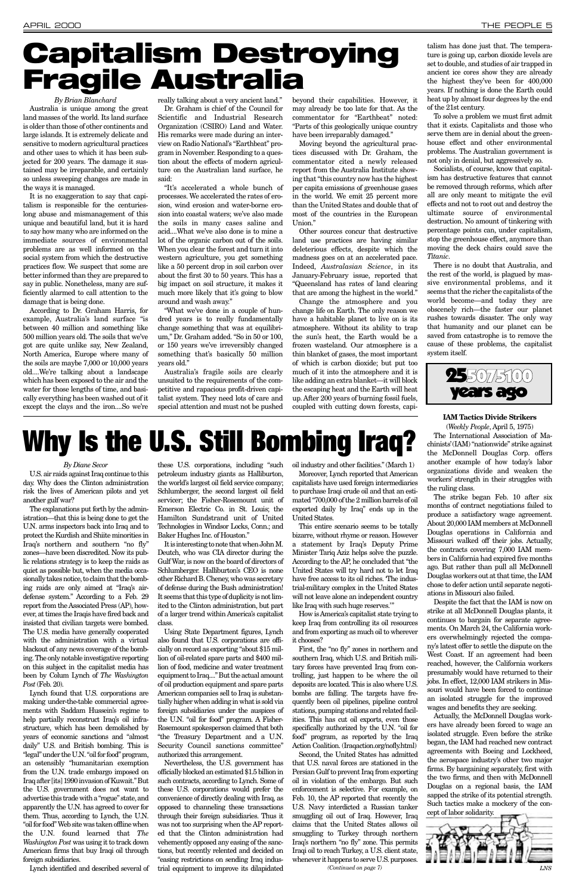# Capitalism Destroying Fragile Australia

*By Brian Blanchard*

Australia is unique among the great land masses of the world. Its land surface is older than those of other continents and large islands. It is extremely delicate and sensitive to modern agricultural practices and other uses to which it has been subjected for 200 years. The damage it sustained may be irreparable, and certainly so unless sweeping changes are made in the ways it is managed.

It is no exaggeration to say that capitalism is responsible for the centuries-long abuse and mismanagement of this unique and beautiful land, but it is hard to say how many who are informed on the immediate sources of environmental problems are as well informed on the social system from which the destructive practices flow. We suspect that some are better informed than they are prepared to say in public. Nonetheless, many are sufficiently alarmed to call attention to the damage that is being done.

According to Dr. Graham Harris, for example, Australia's land surface "is between 40 million and something like 500 million years old. The soils that we've got are quite unlike say, New Zealand, North America, Europe where many of the soils are maybe 7,000 or 10,000 years old....We're talking about a landscape which has been exposed to the air and the water for those lengths of time, and basically everything has been washed out of it except the clays and the iron....So we're really talking about a very ancient land."

Dr. Graham is chief of the Council for Scientific and Industrial Research Organization (CSIRO) Land and Water. His remarks were made during an interview on Radio National's "Earthbeat" program in November. Responding to a question about the effects of modern agriculture on the Australian land surface, he said:

"It's accelerated a whole bunch of processes. We accelerated the rates of erosion, wind erosion and water-borne erosion into coastal waters; we've also made the soils in many cases saline and acid....What we've also done is to mine a lot of the organic carbon out of the soils. When you clear the forest and turn it into western agriculture, you get something like a 50 percent drop in soil carbon over about the first 30 to 50 years. This has a big impact on soil structure, it makes it much more likely that it's going to blow around and wash away."

"What we've done in a couple of hundred years is to really fundamentally change something that was at equilibrium," Dr. Graham added. "So in 50 or 100, or 150 years we've irreversibly changed something that's basically 50 million years old."

Australia's fragile soils are clearly unsuited to the requirements of the competitive and rapacious profit-driven capitalist system. They need lots of care and special attention and must not be pushed beyond their capabilities. However, it may already be too late for that. As the commentator for "Earthbeat" noted: "Parts of this geologically unique country have been irreparably damaged."

Moving beyond the agricultural practices discussed with Dr. Graham, the commentator cited a newly released report from the Australia Institute showing that "this country now has the highest per capita emissions of greenhouse gases in the world. We emit 25 percent more than the United States and double that of most of the countries in the European Union."

Other sources concur that destructive land use practices are having similar deleterious effects, despite which the madness goes on at an accelerated pace. Indeed, *Australasian Science*, in its January-February issue, reported that "Queensland has rates of land clearing that are among the highest in the world."

Change the atmosphere and you change life on Earth. The only reason we have a habitable planet to live on is its atmosphere. Without its ability to trap the sun's heat, the Earth would be a frozen wasteland. Our atmosphere is a thin blanket of gases, the most important of which is carbon dioxide; but put too much of it into the atmosphere and it is like adding an extra blanket—it will block the escaping heat and the Earth will heat up. After 200 years of burning fossil fuels, coupled with cutting down forests, capitalism has done just that. The temperature is going up, carbon dioxide levels are set to double, and studies of air trapped in ancient ice cores show they are already the highest they've been for 400,000 years. If nothing is done the Earth could heat up by almost four degrees by the end of the 21st century.

To solve a problem we must first admit that it exists. Capitalists and those who serve them are in denial about the greenhouse effect and other environmental problems. The Australian government is not only in denial, but aggressively so.

Socialists, of course, know that capitalism has destructive features that cannot be removed through reforms, which after all are only meant to mitigate the evil effects and not to root out and destroy the ultimate source of environmental destruction. No amount of tinkering with percentage points can, under capitalism, stop the greenhouse effect, anymore than moving the deck chairs could save the *Titanic*.

There is no doubt that Australia, and the rest of the world, is plagued by massive environmental problems, and it seems that the richer the capitalists of the world become—and today they are obscenely rich—the faster our planet rushes towards disaster. The only way that humanity and our planet can be saved from catastrophe is to remove the cause of these problems, the capitalist system itself.

# Why Is the U.S. Still Bombing Iraq?

*By Diane Secor*

U.S. air raids against Iraq continue to this day. Why does the Clinton administration risk the lives of American pilots and yet another gulf war?

The explanations put forth by the administration—that this is being done to get the U.N. arms inspectors back into Iraq and to protect the Kurdish and Shiite minorities in Iraq's northern and southern "no fly" zones—have been discredited. Now its public relations strategy is to keep the raids as quiet as possible but, when the media occasionally takes notice, to claim that the bombing raids are only aimed at "Iraq's air-defense system." According to a Feb. 29 report from the Associated Press (AP), however, at times the Iraqis have fired back and insisted that civilian targets were bombed. The U.S. media have generally cooperated with the administration with a virtual blackout of any news coverage of the bombing. The only notable investigative reporting on this subject in the capitalist media has been by Colum Lynch of *The Washington Post* (Feb. 20).

Lynch found that U.S. corporations are making under-the-table commercial agreements with Saddam Hussein's regime to help partially reconstruct Iraq's oil infrastructure, which has been demolished by years of economic sanctions and "almost daily" U.S. and British bombing. This is "legal" under the U.N. "oil for food" program, an ostensibly "humanitarian exemption from the U.N. trade embargo imposed on Iraq after [its] 1990 invasion of Kuwait." But the U.S. government does not want to advertise this trade with a "rogue" state, and apparently the U.N. has agreed to cover for them. Thus, according to Lynch, the U.N. "oil for food" Web site was taken offline when the U.N. found learned that *The Washington Post* was using it to track down American firms that buy Iraqi oil through foreign subsidiaries.

Lynch identified and described several of these U.S. corporations, including "such petroleum industry giants as Halliburton, the world's largest oil field service company; Schlumberger, the second largest oil field servicer; the Fisher-Rosemount unit of Emerson Electric Co. in St. Louis; the Hamilton Sundstrand unit of United Technologies in Windsor Locks, Conn.; and Baker Hughes Inc. of Houston."

It is interesting to note that when John M. Deutch, who was CIA director during the Gulf War, is now on the board of directors of Schlumberger. Halliburton's CEO is none other Richard B. Cheney, who was secretary of defense during the Bush administration! It seems that this type of duplicity is not limited to the Clinton administration, but part of a larger trend within America's capitalist class.

Using State Department figures, Lynch also found that U.S. corporations are officially on record as exporting "about $15 million of oil-related spare parts and $400 million of food, medicine and water treatment equipment to Iraq...." But the actual amount of oil production equipment and spare parts American companies sell to Iraq is substantially higher when adding in what is sold via foreign subsidiaries under the auspices of the U.N. "oil for food" program. A Fisher-Rosemount spokesperson claimed that both "the Treasury Department and a U.N. Security Council sanctions committee" authorized this arrangement.

Nevertheless, the U.S. government has officially blocked an estimated $1.5 billion in such contracts, according to Lynch. Some of these U.S. corporations would prefer the convenience of directly dealing with Iraq, as opposed to channeling these transactions through their foreign subsidiaries. Thus it was not too surprising when the AP reported that the Clinton administration had vehemently opposed any easing of the sanctions, but recently relented and decided on "easing restrictions on sending Iraq industrial equipment to improve its dilapidated oil industry and other facilities." (March 1)

Moreover, Lynch reported that American capitalists have used foreign intermediaries to purchase Iraqi crude oil and that an estimated "700,000 of the 2 million barrels of oil exported daily by Iraq" ends up in the United States.

This entire scenario seems to be totally bizarre, without rhyme or reason. However a statement by Iraq's Deputy Prime Minister Tariq Aziz helps solve the puzzle. According to the AP, he concluded that "the United States will try hard not to let Iraq have free access to its oil riches. The industrial-military complex in the United States will not leave alone an independent country like Iraq with such huge reserves.'"

How is America's capitalist state trying to keep Iraq from controlling its oil resources and from exporting as much oil to wherever it chooses?

First, the "no fly" zones in northern and southern Iraq, which U.S. and British military forces have prevented Iraq from controlling, just happen to be where the oil deposits are located. This is also where U.S. bombs are falling. The targets have frequently been oil pipelines, pipeline control stations, pumping stations and related facilities. This has cut oil exports, even those specifically authorized by the U.N. "oil for food" program, as reported by the Iraq Action Coalition. (Iraqaction.org/nofly.html)

Second, the United States has admitted that U.S. naval forces are stationed in the Persian Gulf to prevent Iraq from exporting oil in violation of the embargo. But such enforcement is selective. For example, on Feb. 10, the AP reported that recently the U.S. Navy interdicted a Russian tanker smuggling oil out of Iraq. However, Iraq claims that the United States allows oil smuggling to Turkey through northern Iraq's northern "no fly" zone. This permits Iraqi oil to reach Turkey, a U.S. client state, whenever it happens to serve U.S. purposes.

*(Continued on page 7)*

## 25/50/75/100 years ago

### IAM Tactics Divide Strikers

(*Weekly People*, April 5, 1975)

The International Association of Machinists' (IAM) "nationwide" strike against the McDonnell Douglas Corp. offers another example of how today's labor organizations divide and weaken the workers' strength in their struggles with the ruling class.

The strike began Feb. 10 after six months of contract negotiations failed to produce a satisfactory wage agreement. About 20,000 IAM members at McDonnell Douglas operations in California and Missouri walked off their jobs. Actually, the contracts covering 7,000 IAM members in California had expired five months ago. But rather than pull all McDonnell Douglas workers out at that time, the IAM chose to defer action until separate negotiations in Missouri also failed.

Despite the fact that the IAM is now on strike at all McDonnell Douglas plants, it continues to bargain for separate agreements. On March 24, the California workers overwhelmingly rejected the company's latest offer to settle the dispute on the West Coast. If an agreement had been reached, however, the California workers presumably would have returned to their jobs. In effect, 12,000 IAM strikers in Missouri would have been forced to continue an isolated struggle for the improved wages and benefits they are seeking.

Actually, the McDonnell Douglas workers have already been forced to wage an isolated struggle. Even before the strike began, the IAM had reached new contract agreements with Boeing and Lockheed, the aerospace industry's other two major firms. By bargaining separately, first with the two firms, and then with McDonnell Douglas on a regional basis, the IAM sapped the strike of its potential strength. Such tactics make a mockery of the concept of labor solidarity.

LNS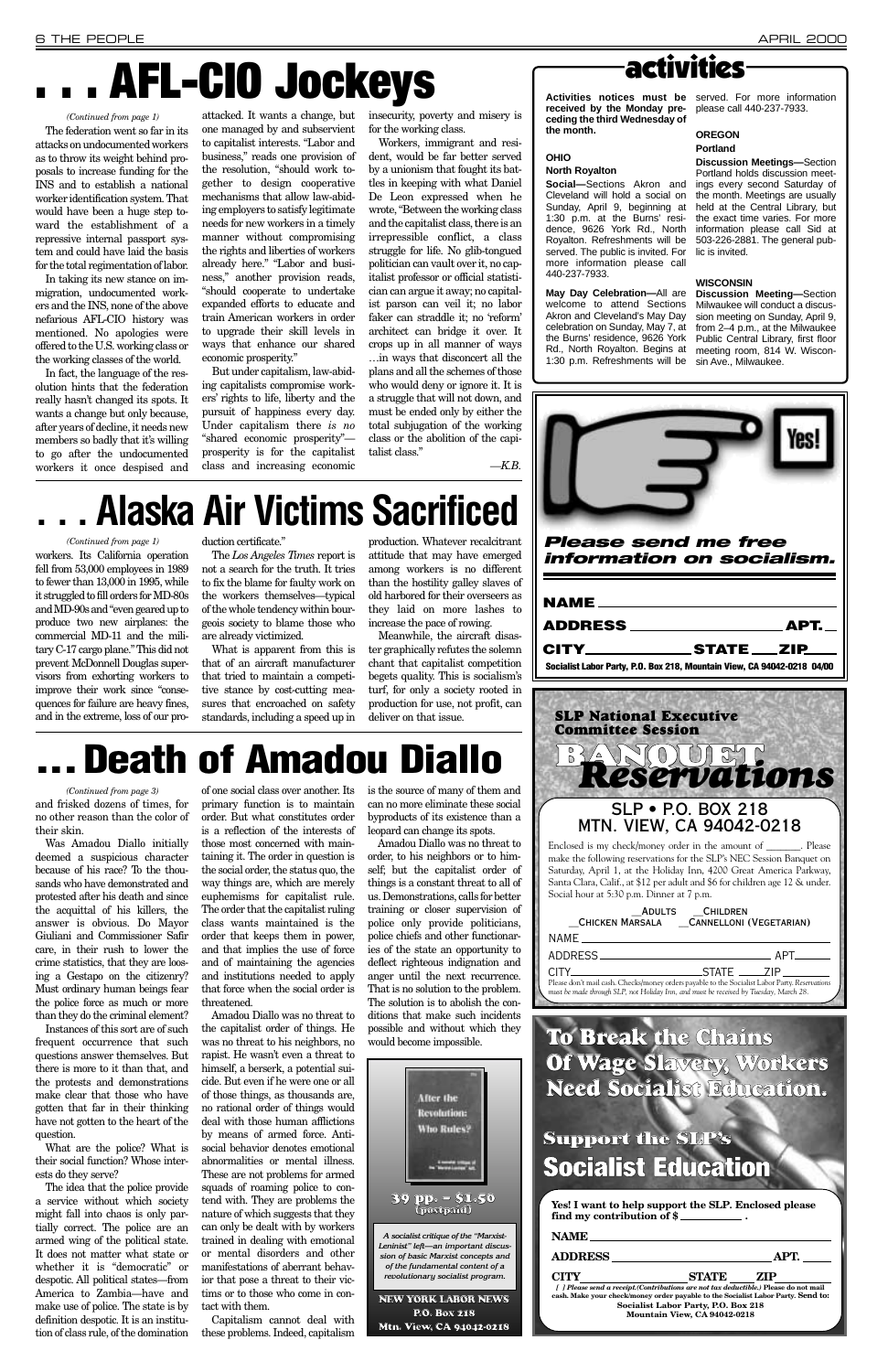# . . . AFL-CIO Jockeys

*(Continued from page 1)*

The federation went so far in its attacks on undocumented workers as to throw its weight behind proposals to increase funding for the INS and to establish a national worker identification system. That would have been a huge step toward the establishment of a repressive internal passport system and could have laid the basis for the total regimentation of labor.

In taking its new stance on immigration, undocumented workers and the INS, none of the above nefarious AFL-CIO history was mentioned. No apologies were offered to the U.S. working class or the working classes of the world.

In fact, the language of the resolution hints that the federation really hasn't changed its spots. It wants a change but only because, after years of decline, it needs new members so badly that it's willing to go after the undocumented workers it once despised and attacked. It wants a change, but one mangled by and subservient to capitalist interests. "Labor and business," reads one provision of the resolution, "should work together to design cooperative mechanisms that allow law-abiding employers to satisfy legitimate needs for new workers in a timely manner without compromising the rights and liberties of workers already here." "Labor and business," another provision reads, "should cooperate to undertake expanded efforts to educate and train American workers in order to upgrade their skill levels in ways that enhance our shared economic prosperity."

But under capitalism, law-abiding capitalists compromise workers' rights to life, liberty and the pursuit of happiness every day. Under capitalism there *is no* "shared economic prosperity"—prosperity is for the capitalist class and increasing economic insecurity, poverty and misery is for the working class.

Workers, immigrant and resident, would be far better served by a unionism that fought its battles in keeping with what Daniel De Leon expressed when he wrote, "Between the working class and the capitalist class, there is an irrepressible conflict, a class struggle for life. No glib-tongued politician can vault over it, no capitalist professor or official statistician can argue it away; no capitalist parson can veil it; no labor faker can straddle it; no 'reform' architect can bridge it over. It crops up in all manner of ways …in ways that disconcert all the plans and all the schemes of those who would deny or ignore it. It is a struggle that will not down, and must be ended only by either the total subjugation of the working class or the abolition of the capitalist class."

—*K.B.*

# . . . Alaska Air Victims Sacrificed

*(Continued from page 1)*

workers. Its California operation fell from 53,000 employees in 1989 to fewer than 13,000 in 1995, while it struggled to fill orders for MD-80s and MD-90s and "even geared up to produce two new airplanes: the commercial MD-11 and the military C-17 cargo plane." This did not prevent McDonnell Douglas supervisors from exhorting workers to improve their work since "consequences for failure are heavy fines, and in the extreme, loss of our production certificate."

The *Los Angeles Times* report is not a search for the truth. It tries to fix the blame for faulty work on the workers themselves—typical of the whole tendency within bourgeois society to blame those who are already victimized.

What is apparent from this is that of an aircraft manufacturer that tried to maintain a competitive stance by cost-cutting measures that encroached on safety standards, including a speed up in production. Whatever recalcitrant attitude that may have emerged among workers is no different than the hostility galley slaves of old harbored for their overseers as they laid on more lashes to increase the pace of rowing.

Meanwhile, the aircraft disaster graphically refutes the solemn chant that capitalist competition begets quality. This is socialism's turf, for only a society rooted in production for use, not profit, can deliver on that issue.

# . . . Death of Amadou Diallo

*(Continued from page 3)*

and frisked dozens of times, for no other reason than the color of their skin.

Was Amadou Diallo initially deemed a suspicious character because of his race? To the thousands who have demonstrated and protested after his death and since the acquittal of his killers, the answer is obvious. Do Mayor Giuliani and Commissioner Safir care, in their rush to lower the crime statistics, that they are loosing a Gestapo on the citizenry? Must ordinary human beings fear the police force as much or more than they do the criminal element?

Instances of this sort are of such frequent occurrence that such questions answer themselves. But there is more to it than that, and the protests and demonstrations make clear that those who have gotten that far in their thinking have not gotten to the heart of the question.

What are the police? What is their social function? Whose interests do they serve?

The idea that the police provide a service without which society might fall into chaos is only partially correct. The police are an armed wing of the political state. It does not matter what state or whether it is "democratic" or despotic. All political states—from America to Zambia—have and make use of police. The state is by definition despotic. It is an institution of class rule, of the domination of one social class over another. Its primary function is to maintain order. But what constitutes order is a reflection of the interests of those most concerned with maintaining it. The order in question is the social order, the status quo, the way things are, which are merely euphemisms for capitalist rule. The order that the capitalist ruling class wants maintained is the order that keeps them in power, and that implies the use of force and of maintaining the agencies and institutions needed to apply that force when the social order is threatened.

Amadou Diallo was no threat to the capitalist order of things. He was no threat to his neighbors, no rapist. He wasn't even a threat to himself, a berserk, a potential suicide. But even if he were one or all of those things, as thousands are, no rational order of things would deal with those human afflictions by means of armed force. Antisocial behavior denotes emotional abnormalities or mental illness. These are not problems for armed squads of roaming police to contend with. They are problems the nature of which suggests that they can only be dealt with by workers trained in dealing with emotional or mental disorders and other manifestations of aberrant behavior that pose a threat to their victims or to those who come in contact with them.

Capitalism cannot deal with these problems. Indeed, capitalism is the source of many of them and can no more eliminate these social byproducts of its existence than a leopard can change its spots.

Amadou Diallo was no threat to order, to his neighbors or to himself; but the capitalist order of things is a constant threat to all of us. Demonstrations, calls for better training or closer supervision of police only provide politicians, police chiefs and other functionaries of the state an opportunity to deflect righteous indignation and anger until the next recurrence. That is no solution to the problem. The solution is to abolish the conditions that make such incidents possible and without which they would become impossible.

---

**After the Revolution: Who Rules?**

**39 pp. – $1.50 (postpaid)**

*A socialist critique of the "Marxist-Leninist" left—an important discussion of basic Marxist concepts and of the fundamental content of a revolutionary socialist program.*

**NEW YORK LABOR NEWS**
**P.O. Box 218**
**Mtn. View, CA 94042-0218**

---

## activities

**Activities notices must be received by the Monday preceding the third Wednesday of the month.**

### OHIO

#### North Royalton

**Social—**Sections Akron and Cleveland will hold a social on Sunday, April 9, beginning at 1:30 p.m. at the Burns' residence, 9626 York Rd., North Royalton. Refreshments will be served. The public is invited. For more information please call 440-237-7933.

**May Day Celebration—**All are welcome to attend Sections Akron and Cleveland's May Day celebration on Sunday, May 7, at the Burns' residence, 9626 York Rd., North Royalton. Begins at 1:30 p.m. Refreshments will be served. For more information please call 440-237-7933.

### OREGON

#### Portland

**Discussion Meetings—**Section Portland holds discussion meetings every second Saturday of the month. Meetings are usually held at the Central Library, but the exact time varies. For more information please call Sid at 503-226-2881. The general public is invited.

### WISCONSIN

**Discussion Meeting—**Section Milwaukee will conduct a discussion meeting on Sunday, April 9, from 2–4 p.m., at the Milwaukee Public Central Library, first floor meeting room, 814 W. Wisconsin Ave., Milwaukee.

---

Yes!

***Please send me free information on socialism.***

**NAME** ______________________

**ADDRESS** ______________ **APT.** ___

**CITY** __________ **STATE** ___ **ZIP** ___

**Socialist Labor Party, P.O. Box 218, Mountain View, CA 94042-0218 04/00**

---

**SLP National Executive Committee Session**

# BANQUET *Reservations*

SLP • P.O. BOX 218
MTN. VIEW, CA 94042-0218

Enclosed is my check/money order in the amount of _______. Please make the following reservations for the SLP's NEC Session Banquet on Saturday, April 1, at the Holiday Inn, 4200 Great America Parkway, Santa Clara, Calif., at $12 per adult and $6 for children age 12 & under. Social hour at 5:30 p.m. Dinner at 7 p.m.

__ADULTS __CHILDREN
__CHICKEN MARSALA __CANNELLONI (VEGETARIAN)

NAME ______________________

ADDRESS ______________ APT. ______

CITY __________ STATE _____ ZIP ______

Please don't mail cash. Checks/money orders payable to the Socialist Labor Party. *Reservations must be made through SLP, not Holiday Inn, and must be received by Tuesday, March 28.*

---

# To Break the Chains Of Wage Slavery, Workers Need Socialist Education.

## Support the SLP's Socialist Education

**Yes! I want to help support the SLP. Enclosed please find my contribution of $ __________ .**

**NAME** ______________________

**ADDRESS** ______________ **APT.** _____

**CITY** __________ **STATE** _____ **ZIP** ______

*[ ] Please send a receipt.(Contributions are not tax deductible.)* **Please do not mail cash. Make your check/money order payable to the Socialist Labor Party. Send to: Socialist Labor Party, P.O. Box 218 Mountain View, CA 94042-0218**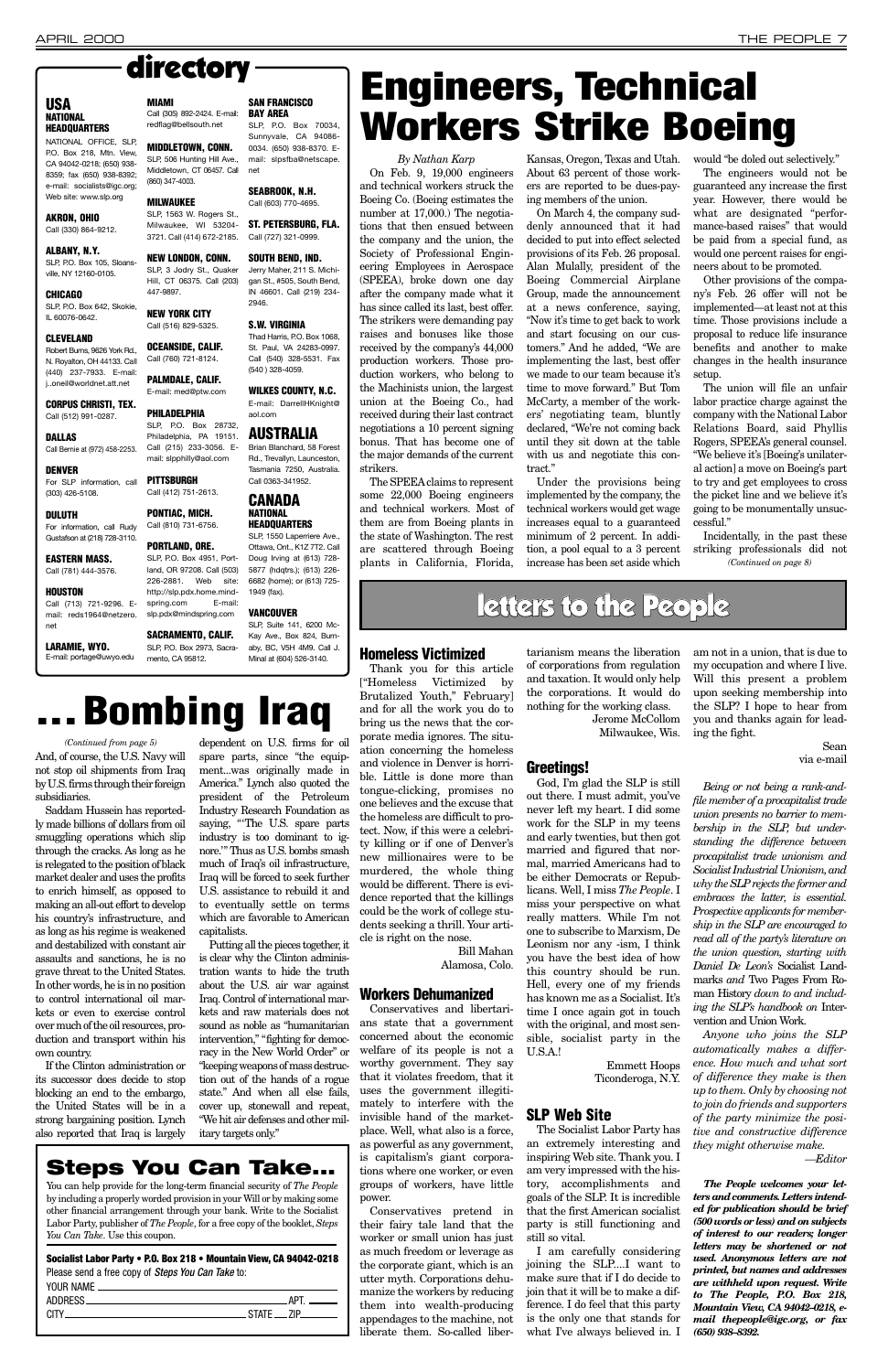# directory

## USA

### NATIONAL HEADQUARTERS

NATIONAL OFFICE, SLP, P.O. Box 218, Mtn. View, CA 94042-0218; (650) 938-8359; fax (650) 938-8392; e-mail: socialists@igc.org; Web site: www.slp.org

**AKRON, OHIO**
Call (330) 864-9212.

**ALBANY, N.Y.**
SLP, P.O. Box 105, Sloansville, NY 12160-0105.

**CHICAGO**
SLP, P.O. Box 642, Skokie, IL 60076-0642.

**CLEVELAND**
Robert Burns, 9626 York Rd., N. Royalton, OH 44133. Call (440) 237-7933. E-mail: j..oneil@worldnet.att.net

**CORPUS CHRISTI, TEX.**
Call (512) 991-0287.

**DALLAS**
Call Bernie at (972) 458-2253.

**DENVER**
For SLP information, call (303) 426-5108.

**DULUTH**
For information, call Rudy Gustafson at (218) 728-3110.

**EASTERN MASS.**
Call (781) 444-3576.

**HOUSTON**
Call (713) 721-9296. E-mail: reds1964@netzero.net

**LARAMIE, WYO.**
E-mail: portage@uwyo.edu

**MIAMI**
Call (305) 892-2424. E-mail: redflag@bellsouth.net

**MIDDLETOWN, CONN.**
SLP, 506 Hunting Hill Ave., Middletown, CT 06457. Call (860) 347-4003.

**MILWAUKEE**
SLP, 1563 W. Rogers St., Milwaukee, WI 53204-3721. Call (414) 672-2185.

**NEW LONDON, CONN.**
SLP, 3 Jodry St., Quaker Hill, CT 06375. Call (203) 447-9897.

**NEW YORK CITY**
Call (516) 829-5325.

**OCEANSIDE, CALIF.**
Call (760) 721-8124.

**PALMDALE, CALIF.**
E-mail: med@ptw.com

**PHILADELPHIA**
SLP, P.O. Box 28732, Philadelphia, PA 19151. Call (215) 233-3056. E-mail: slpphilly@aol.com

**PITTSBURGH**
Call (412) 751-2613.

**PONTIAC, MICH.**
Call (810) 731-6756.

**PORTLAND, ORE.**
SLP, P.O. Box 4951, Portland, OR 97208. Call (503) 226-2881. Web site: http://slp.pdx.home.mindspring.com E-mail: slp.pdx@mindspring.com

**SACRAMENTO, CALIF.**
SLP, P.O. Box 2973, Sacramento, CA 95812.

**SAN FRANCISCO BAY AREA**
SLP, P.O. Box 70034, Sunnyvale, CA 94086-0034. (650) 938-8370. E-mail: slpsfba@netscape.net

**SEABROOK, N.H.**
Call (603) 770-4695.

**ST. PETERSBURG, FLA.**
Call (727) 321-0999.

**SOUTH BEND, IND.**
Jerry Maher, 211 S. Michigan St., #505, South Bend, IN 46601. Call (219) 234-2946.

**S.W. VIRGINIA**
Thad Harris, P.O. Box 1068, St. Paul, VA 24283-0997. Call (540) 328-5531. Fax (540 ) 328-4059.

**WILKES COUNTY, N.C.**
E-mail: DarrellHKnight@aol.com

## AUSTRALIA

Brian Blanchard, 58 Forest Rd., Trevallyn, Launceston, Tasmania 7250, Australia. Call 0363-341952.

## CANADA

### NATIONAL HEADQUARTERS

SLP, 1550 Laperriere Ave., Ottawa, Ont., K1Z 7T2. Call Doug Irving at (613) 728-5877 (hdqtrs.); (613) 226-6682 (home); or (613) 725-1949 (fax).

**VANCOUVER**
SLP, Suite 141, 6200 McKay Ave., Box 824, Burnaby, BC, V5H 4M9. Call J. Minal at (604) 526-3140.

# Engineers, Technical Workers Strike Boeing

*By Nathan Karp*

On Feb. 9, 19,000 engineers and technical workers struck the Boeing Co. (Boeing estimates the number at 17,000.) The negotiations that then ensued between the company and the union, the Society of Professional Engineering Employees in Aerospace (SPEEA), broke down one day after the company made what it has since called its last, best offer. The strikers were demanding pay raises and bonuses like those received by the company's 44,000 production workers. Those production workers, who belong to the Machinists union, the largest union at the Boeing Co., had received during their last contract negotiations a 10 percent signing bonus. That has become one of the major demands of the current strikers.

The SPEEA claims to represent some 22,000 Boeing engineers and technical workers. Most of them are from Boeing plants in the state of Washington. The rest are scattered through Boeing plants in California, Florida, Kansas, Oregon, Texas and Utah. About 63 percent of those workers are reported to be dues-paying members of the union.

On March 4, the company suddenly announced that it had decided to put into effect selected provisions of its Feb. 26 proposal. Alan Mulally, president of the Boeing Commercial Airplane Group, made the announcement at a news conference, saying, "Now it's time to get back to work and start focusing on our customers." And he added, "We are implementing the last, best offer we made to our team because it's time to move forward." But Tom McCarty, a member of the workers' negotiating team, bluntly declared, "We're not coming back until they sit down at the table with us and negotiate this contract."

Under the provisions being implemented by the company, the technical workers would get wage increases equal to a guaranteed minimum of 2 percent. In addition, a pool equal to a 3 percent increase has been set aside which would "be doled out selectively."

The engineers would not be guaranteed any increase the first year. However, there would be what are designated "performance-based raises" that would be paid from a special fund, as would one percent raises for engineers about to be promoted.

Other provisions of the company's Feb. 26 offer will not be implemented—at least not at this time. Those provisions include a proposal to reduce life insurance benefits and another to make changes in the health insurance setup.

The union will file an unfair labor practice charge against the company with the National Labor Relations Board, said Phyllis Rogers, SPEEA's general counsel. "We believe it's [Boeing's unilateral action] a move on Boeing's part to try and get employees to cross the picket line and we believe it's going to be monumentally unsuccessful."

Incidentally, in the past these striking professionals did not

*(Continued on page 8)*

# ...Bombing Iraq

*(Continued from page 5)*

And, of course, the U.S. Navy will not stop oil shipments from Iraq by U.S. firms through their foreign subsidiaries.

Saddam Hussein has reportedly made billions of dollars from oil smuggling operations which slip through the cracks. As long as he is relegated to the position of black market dealer and uses the profits to enrich himself, as opposed to making an all-out effort to develop his country's infrastructure, and as long as his regime is weakened and destabilized with constant air assaults and sanctions, he is no grave threat to the United States. In other words, he is in no position to control international oil markets or even to exercise control over much of the oil resources, production and transport within his own country.

If the Clinton administration or its successor does decide to stop blocking an end to the embargo, the United States will be in a strong bargaining position. Lynch also reported that Iraq is largely dependent on U.S. firms for oil spare parts, since "the equipment...was originally made in America." Lynch also quoted the president of the Petroleum Industry Research Foundation as saying, "'The U.S. spare parts industry is too dominant to ignore.'" Thus as U.S. bombs smash much of Iraq's oil infrastructure, Iraq will be forced to seek further U.S. assistance to rebuild it and to eventually settle on terms which are favorable to American capitalists.

Putting all the pieces together, it is clear why the Clinton administration wants to hide the truth about the U.S. air war against Iraq. Control of international markets and raw materials does not sound as noble as "humanitarian intervention," "fighting for democracy in the New World Order" or "keeping weapons of mass destruction out of the hands of a rogue state." And when all else fails, cover up, stonewall and repeat, "We hit air defenses and other military targets only."

## Steps You Can Take...

You can help provide for the long-term financial security of *The People* by including a properly worded provision in your Will or by making some other financial arrangement through your bank. Write to the Socialist Labor Party, publisher of *The People*, for a free copy of the booklet, *Steps You Can Take*. Use this coupon.

**Socialist Labor Party • P.O. Box 218 • Mountain View, CA 94042-0218**
Please send a free copy of *Steps You Can Take* to:

YOUR NAME ______________________________

ADDRESS ______________________________ APT. ______

CITY ______________________________ STATE ____ ZIP ______

# letters to the People

## Homeless Victimized

Thank you for this article ["Homeless Victimized by Brutalized Youth," February] and for all the work you do to bring us the news that the corporate media ignores. The situation concerning the homeless and violence in Denver is horrible. Little is done more than tongue-clicking, promises no one believes and the excuse that the homeless are difficult to protect. Now, if this were a celebrity killing or if one of Denver's new millionaires were to be murdered, the whole thing would be different. There is evidence reported that the killings could be the work of college students seeking a thrill. Your article is right on the nose.

Bill Mahan
Alamosa, Colo.

## Workers Dehumanized

Conservatives and libertarians state that a government concerned about the economic welfare of its people is not a worthy government. They say that it violates freedom, that it uses the government illegitimately to interfere with the invisible hand of the marketplace. Well, what also is a force, as powerful as any government, is capitalism's giant corporations where one worker, or even groups of workers, have little power.

Conservatives pretend in their fairy tale land that the worker or small union has just as much freedom or leverage as the corporate giant, which is an utter myth. Corporations dehumanize the workers by reducing them into wealth-producing appendages to the machine, not liberate them. So-called libertarianism means the liberation of corporations from regulation and taxation. It would only help the corporations. It would do nothing for the working class.

Jerome McCollom
Milwaukee, Wis.

## Greetings!

God, I'm glad the SLP is still out there. I must admit, you've never left my heart. I did some work for the SLP in my teens and early twenties, but then got married and figured that normal, married Americans had to be either Democrats or Republicans. Well, I miss *The People*. I miss your perspective on what really matters. While I'm not one to subscribe to Marxism, De Leonism nor any -ism, I think you have the best idea of how this country should be run. Hell, every one of my friends has known me as a Socialist. It's time I once again get in touch with the original, and most sensible, socialist party in the U.S.A.!

Emmett Hoops
Ticonderoga, N.Y.

## SLP Web Site

The Socialist Labor Party has an extremely interesting and inspiring Web site. Thank you. I am very impressed with the history, accomplishments and goals of the SLP. It is incredible that the first American socialist party is still functioning and still so vital.

I am carefully considering joining the SLP....I want to make sure that if I do decide to join that it will be to make a difference. I do feel that this party is the only one that stands for what I've always believed in. I am not in a union, that is due to my occupation and where I live. Will this present a problem upon seeking membership into the SLP? I hope to hear from you and thanks again for leading the fight.

Sean
via e-mail

*Being or not being a rank-and-file member of a procapitalist trade union presents no barrier to membership in the SLP, but understanding the difference between procapitalist trade unionism and Socialist Industrial Unionism, and why the SLP rejects the former and embraces the latter, is essential. Prospective applicants for membership in the SLP are encouraged to read all of the party's literature on the union question, starting with Daniel De Leon's* Socialist Landmarks *and* Two Pages From Roman History *down to and including the SLP's handbook on* Intervention and Union Work.

*Anyone who joins the SLP automatically makes a difference. How much and what sort of difference they make is then up to them. Only by choosing not to join do friends and supporters of the party minimize the positive and constructive difference they might otherwise make.*

*—Editor*

***The People welcomes your letters and comments. Letters intended for publication should be brief (500 words or less) and on subjects of interest to our readers; longer letters may be shortened or not used. Anonymous letters are not printed, but names and addresses are withheld upon request. Write to The People, P.O. Box 218, Mountain View, CA 94042-0218, e-mail thepeople@igc.org, or fax (650) 938-8392.***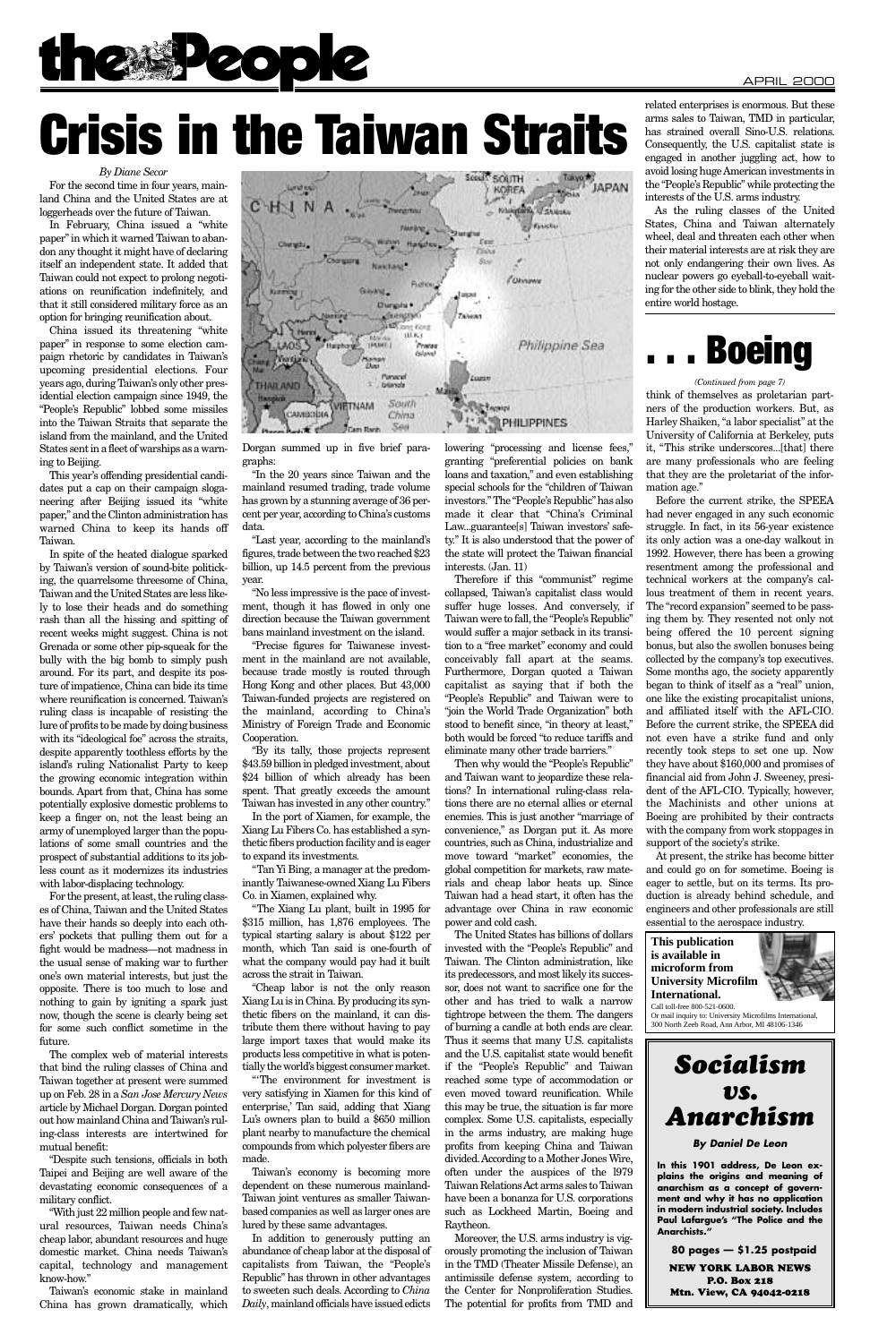# Crisis in the Taiwan Straits

*By Diane Secor*

For the second time in four years, mainland China and the United States are at loggerheads over the future of Taiwan.

In February, China issued a "white paper" in which it warned Taiwan to abandon any thought it might have of declaring itself an independent state. It added that Taiwan could not expect to prolong negotiations on reunification indefinitely, and that it still considered military force as an option for bringing reunification about.

China issued its threatening "white paper" in response to some election campaign rhetoric by candidates in Taiwan's upcoming presidential elections. Four years ago, during Taiwan's only other presidential election campaign since 1949, the "People's Republic" lobbed some missiles into the Taiwan Straits that separate the island from the mainland, and the United States sent in a fleet of warships as a warning to Beijing.

This year's offending presidential candidates put a cap on their campaign sloganeering after Beijing issued its "white paper," and the Clinton administration has warned China to keep its hands off Taiwan.

In spite of the heated dialogue sparked by Taiwan's version of sound-bite politicking, the quarrelsome threesome of China, Taiwan and the United States are less likely to lose their heads and do something rash than all the hissing and spitting of recent weeks might suggest. China is not Grenada or some other pip-squeak for the bully with the big bomb to simply push around. For its part, and despite its posture of impatience, China can bide its time where reunification is concerned. Taiwan's ruling class is incapable of resisting the lure of profits to be made by doing business with its "ideological foe" across the straits, despite apparently toothless efforts by the island's ruling Nationalist Party to keep the growing economic integration within bounds. Apart from that, China has some potentially explosive domestic problems to keep a finger on, not the least being an army of unemployed larger than the populations of some small countries and the prospect of substantial additions to its jobless count as it modernizes its industries with labor-displacing technology.

For the present, at least, the ruling classes of China, Taiwan and the United States have their hands so deeply into each others' pockets that pulling them out for a fight would be madness—not madness in the usual sense of making war to further one's own material interests, but just the opposite. There is too much to lose and nothing to gain by igniting a spark just now, though the scene is clearly being set for some such conflict sometime in the future.

The complex web of material interests that bind the ruling classes of China and Taiwan together at present were summed up on Feb. 28 in a *San Jose Mercury News* article by Michael Dorgan. Dorgan pointed out how mainland China and Taiwan's ruling-class interests are intertwined for mutual benefit:

"Despite such tensions, officials in both Taipei and Beijing are well aware of the devastating economic consequences of a military conflict.

"With just 22 million people and few natural resources, Taiwan needs China's cheap labor, abundant resources and huge domestic market. China needs Taiwan's capital, technology and management know-how."

Taiwan's economic stake in mainland China has grown dramatically, which Dorgan summed up in five brief paragraphs:

"In the 20 years since Taiwan and the mainland resumed trading, trade volume has grown by a stunning average of 36 percent per year, according to China's customs data.

"Last year, according to the mainland's figures, trade between the two reached $23 billion, up 14.5 percent from the previous year.

"No less impressive is the pace of investment, though it has flowed in only one direction because the Taiwan government bans mainland investment on the island.

"Precise figures for Taiwanese investment in the mainland are not available, because trade mostly is routed through Hong Kong and other places. But 43,000 Taiwan-funded projects are registered on the mainland, according to China's Ministry of Foreign Trade and Economic Cooperation.

"By its tally, those projects represent $43.59 billion in pledged investment, about $24 billion of which already has been spent. That greatly exceeds the amount Taiwan has invested in any other country."

In the port of Xiamen, for example, the Xiang Lu Fibers Co. has established a synthetic fibers production facility and is eager to expand its investments.

"Tan Yi Bing, a manager at the predominantly Taiwanese-owned Xiang Lu Fibers Co. in Xiamen, explained why.

"The Xiang Lu plant, built in 1995 for $315 million, has 1,876 employees. The typical starting salary is about $122 per month, which Tan said is one-fourth of what the company would pay had it built across the strait in Taiwan.

"Cheap labor is not the only reason Xiang Lu is in China. By producing its synthetic fibers on the mainland, it can distribute them there without having to pay large import taxes that would make its products less competitive in what is potentially the world's biggest consumer market.

"'The environment for investment is very satisfying in Xiamen for this kind of enterprise,' Tan said, adding that Xiang Lu's owners plan to build a $650 million plant nearby to manufacture the chemical compounds from which polyester fibers are made.

Taiwan's economy is becoming more dependent on these numerous mainland-Taiwan joint ventures as smaller Taiwan-based companies as well as larger ones are lured by these same advantages.

In addition to generously putting an abundance of cheap labor at the disposal of capitalists from Taiwan, the "People's Republic" has thrown in other advantages to sweeten such deals. According to *China Daily*, mainland officials have issued edicts lowering "processing and license fees," granting "preferential policies on bank loans and taxation," and even establishing special schools for the "children of Taiwan investors." The "People's Republic" has also made it clear that "China's Criminal Law...guarantee[s] Taiwan investors' safety." It is also understood that the power of the state will protect the Taiwan financial interests. (Jan. 11)

Therefore if this "communist" regime collapsed, Taiwan's capitalist class would suffer huge losses. And conversely, if Taiwan were to fall, the "People's Republic" would suffer a major setback in its transition to a "free market" economy and could conceivably fall apart at the seams. Furthermore, Dorgan quoted a Taiwan capitalist as saying that if both the "People's Republic" and Taiwan were to "join the World Trade Organization" both stood to benefit since, "in theory at least," both would be forced "to reduce tariffs and eliminate many other trade barriers."

Then why would the "People's Republic" and Taiwan want to jeopardize these relations? In international ruling-class relations there are no eternal allies or eternal enemies. This is just another "marriage of convenience," as Dorgan put it. As more countries, such as China, industrialize and move toward "market" economies, the global competition for markets, raw materials and cheap labor heats up. Since Taiwan had a head start, it often has the advantage over China in raw economic power and cold cash.

The United States has billions of dollars invested with the "People's Republic" and Taiwan. The Clinton administration, like its predecessors, and most likely its successor, does not want to sacrifice one for the other and has tried to walk a narrow tightrope between the them. The dangers of burning a candle at both ends are clear. Thus it seems that many U.S. capitalists and the U.S. capitalist state would benefit if the "People's Republic" and Taiwan reached some type of accommodation or even moved toward reunification. While this may be true, the situation is far more complex. Some U.S. capitalists, especially in the arms industry, are making huge profits from keeping China and Taiwan divided. According to a Mother Jones Wire, often under the auspices of the 1979 Taiwan Relations Act arms sales to Taiwan have been a bonanza for U.S. corporations such as Lockheed Martin, Boeing and Raytheon.

Moreover, the U.S. arms industry is vigorously promoting the inclusion of Taiwan in the TMD (Theater Missile Defense), an antimissile defense system, according to the Center for Nonproliferation Studies. The potential for profits from TMD and related enterprises is enormous. But these arms sales to Taiwan, TMD in particular, has strained overall Sino-U.S. relations. Consequently, the U.S. capitalist state is engaged in another juggling act, how to avoid losing huge American investments in the "People's Republic" while protecting the interests of the U.S. arms industry.

As the ruling classes of the United States, China and Taiwan alternately wheel, deal and threaten each other when their material interests are at risk they are not only endangering their own lives. As nuclear powers go eyeball-to-eyeball waiting for the other side to blink, they hold the entire world hostage.

# . . . Boeing

*(Continued from page 7)*

think of themselves as proletarian partners of the production workers. But, as Harley Shaiken, "a labor specialist" at the University of California at Berkeley, puts it, "This strike underscores...[that] there are many professionals who are feeling that they are the proletariat of the information age."

Before the current strike, the SPEEA had never engaged in any such economic struggle. In fact, in its 56-year existence its only action was a one-day walkout in 1992. However, there has been a growing resentment among the professional and technical workers at the company's callous treatment of them in recent years. The "record expansion" seemed to be passing them by. They resented not only not being offered the 10 percent signing bonus, but also the swollen bonuses being collected by the company's top executives. Some months ago, the society apparently began to think of itself as a "real" union, one like the existing procapitalist unions, and affiliated itself with the AFL-CIO. Before the current strike, the SPEEA did not even have a strike fund and only recently took steps to set one up. Now they have about $160,000 and promises of financial aid from John J. Sweeney, president of the AFL-CIO. Typically, however, the Machinists and other unions at Boeing are prohibited by their contracts with the company from work stoppages in support of the society's strike.

At present, the strike has become bitter and could go on for sometime. Boeing is eager to settle, but on its terms. Its production is already behind schedule, and engineers and other professionals are still essential to the aerospace industry.

**This publication is available in microform from University Microfilm International.**
Call toll-free 800-521-0600.
Or mail inquiry to: University Microfilms International, 300 North Zeeb Road, Ann Arbor, MI 48106-1346

## *Socialism vs. Anarchism*

***By Daniel De Leon***

**In this 1901 address, De Leon explains the origins and meaning of anarchism as a concept of government and why it has no application in modern industrial society. Includes Paul Lafargue's "The Police and the Anarchists."**

**80 pages — $1.25 postpaid**

**NEW YORK LABOR NEWS**
**P.O. Box 218**
**Mtn. View, CA 94042-0218**